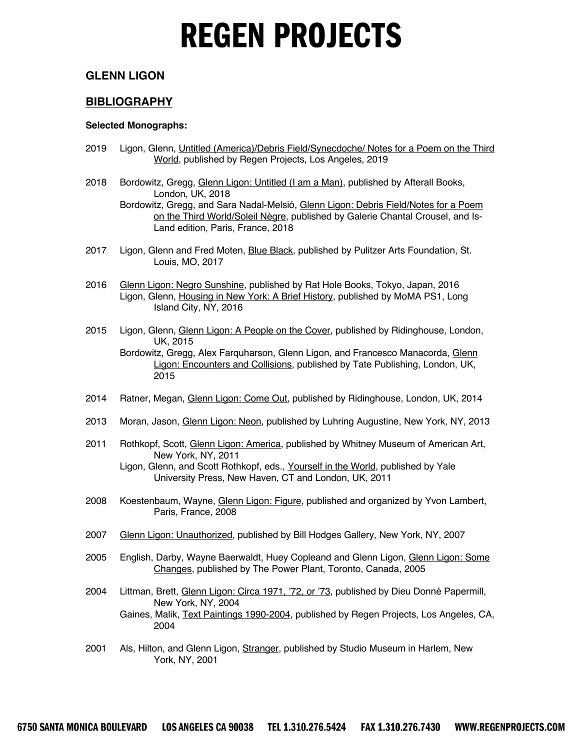# REGEN PROJECTS

## GLENN LIGON

## BIBLIOGRAPHY

**Selected Monographs:**

2019 Ligon, Glenn, Untitled (America)/Debris Field/Synecdoche/ Notes for a Poem on the Third World, published by Regen Projects, Los Angeles, 2019

2018 Bordowitz, Gregg, Glenn Ligon: Untitled (I am a Man), published by Afterall Books, London, UK, 2018
Bordowitz, Gregg, and Sara Nadal-Melsió, Glenn Ligon: Debris Field/Notes for a Poem on the Third World/Soleil Nègre, published by Galerie Chantal Crousel, and Is-Land edition, Paris, France, 2018

2017 Ligon, Glenn and Fred Moten, Blue Black, published by Pulitzer Arts Foundation, St. Louis, MO, 2017

2016 Glenn Ligon: Negro Sunshine, published by Rat Hole Books, Tokyo, Japan, 2016
Ligon, Glenn, Housing in New York: A Brief History, published by MoMA PS1, Long Island City, NY, 2016

2015 Ligon, Glenn, Glenn Ligon: A People on the Cover, published by Ridinghouse, London, UK, 2015
Bordowitz, Gregg, Alex Farquharson, Glenn Ligon, and Francesco Manacorda, Glenn Ligon: Encounters and Collisions, published by Tate Publishing, London, UK, 2015

2014 Ratner, Megan, Glenn Ligon: Come Out, published by Ridinghouse, London, UK, 2014

2013 Moran, Jason, Glenn Ligon: Neon, published by Luhring Augustine, New York, NY, 2013

2011 Rothkopf, Scott, Glenn Ligon: America, published by Whitney Museum of American Art, New York, NY, 2011
Ligon, Glenn, and Scott Rothkopf, eds., Yourself in the World, published by Yale University Press, New Haven, CT and London, UK, 2011

2008 Koestenbaum, Wayne, Glenn Ligon: Figure, published and organized by Yvon Lambert, Paris, France, 2008

2007 Glenn Ligon: Unauthorized, published by Bill Hodges Gallery, New York, NY, 2007

2005 English, Darby, Wayne Baerwaldt, Huey Copleand and Glenn Ligon, Glenn Ligon: Some Changes, published by The Power Plant, Toronto, Canada, 2005

2004 Littman, Brett, Glenn Ligon: Circa 1971, '72, or '73, published by Dieu Donné Papermill, New York, NY, 2004
Gaines, Malik, Text Paintings 1990-2004, published by Regen Projects, Los Angeles, CA, 2004

2001 Als, Hilton, and Glenn Ligon, Stranger, published by Studio Museum in Harlem, New York, NY, 2001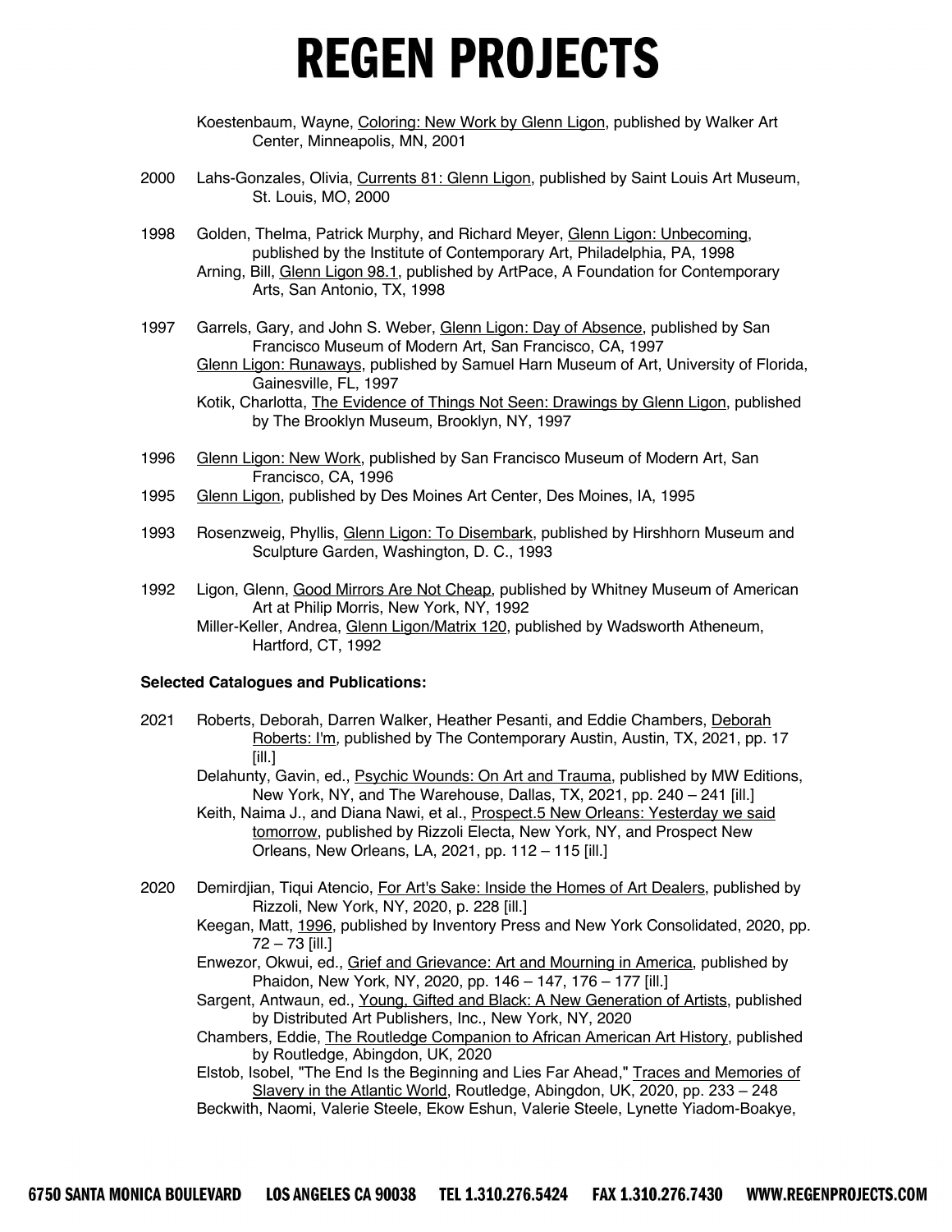Koestenbaum, Wayne, Coloring: New Work by Glenn Ligon, published by Walker Art Center, Minneapolis, MN, 2001

2000 Lahs-Gonzales, Olivia, Currents 81: Glenn Ligon, published by Saint Louis Art Museum, St. Louis, MO, 2000

1998 Golden, Thelma, Patrick Murphy, and Richard Meyer, Glenn Ligon: Unbecoming, published by the Institute of Contemporary Art, Philadelphia, PA, 1998
Arning, Bill, Glenn Ligon 98.1, published by ArtPace, A Foundation for Contemporary Arts, San Antonio, TX, 1998

1997 Garrels, Gary, and John S. Weber, Glenn Ligon: Day of Absence, published by San Francisco Museum of Modern Art, San Francisco, CA, 1997
Glenn Ligon: Runaways, published by Samuel Harn Museum of Art, University of Florida, Gainesville, FL, 1997
Kotik, Charlotta, The Evidence of Things Not Seen: Drawings by Glenn Ligon, published by The Brooklyn Museum, Brooklyn, NY, 1997

1996 Glenn Ligon: New Work, published by San Francisco Museum of Modern Art, San Francisco, CA, 1996

1995 Glenn Ligon, published by Des Moines Art Center, Des Moines, IA, 1995

1993 Rosenzweig, Phyllis, Glenn Ligon: To Disembark, published by Hirshhorn Museum and Sculpture Garden, Washington, D. C., 1993

1992 Ligon, Glenn, Good Mirrors Are Not Cheap, published by Whitney Museum of American Art at Philip Morris, New York, NY, 1992
Miller-Keller, Andrea, Glenn Ligon/Matrix 120, published by Wadsworth Atheneum, Hartford, CT, 1992

**Selected Catalogues and Publications:**

2021 Roberts, Deborah, Darren Walker, Heather Pesanti, and Eddie Chambers, Deborah Roberts: I'm, published by The Contemporary Austin, Austin, TX, 2021, pp. 17 [ill.]
Delahunty, Gavin, ed., Psychic Wounds: On Art and Trauma, published by MW Editions, New York, NY, and The Warehouse, Dallas, TX, 2021, pp. 240 – 241 [ill.]
Keith, Naima J., and Diana Nawi, et al., Prospect.5 New Orleans: Yesterday we said tomorrow, published by Rizzoli Electa, New York, NY, and Prospect New Orleans, New Orleans, LA, 2021, pp. 112 – 115 [ill.]

2020 Demirdjian, Tiqui Atencio, For Art's Sake: Inside the Homes of Art Dealers, published by Rizzoli, New York, NY, 2020, p. 228 [ill.]
Keegan, Matt, 1996, published by Inventory Press and New York Consolidated, 2020, pp. 72 – 73 [ill.]
Enwezor, Okwui, ed., Grief and Grievance: Art and Mourning in America, published by Phaidon, New York, NY, 2020, pp. 146 – 147, 176 – 177 [ill.]
Sargent, Antwaun, ed., Young, Gifted and Black: A New Generation of Artists, published by Distributed Art Publishers, Inc., New York, NY, 2020
Chambers, Eddie, The Routledge Companion to African American Art History, published by Routledge, Abingdon, UK, 2020
Elstob, Isobel, "The End Is the Beginning and Lies Far Ahead," Traces and Memories of Slavery in the Atlantic World, Routledge, Abingdon, UK, 2020, pp. 233 – 248
Beckwith, Naomi, Valerie Steele, Ekow Eshun, Valerie Steele, Lynette Yiadom-Boakye,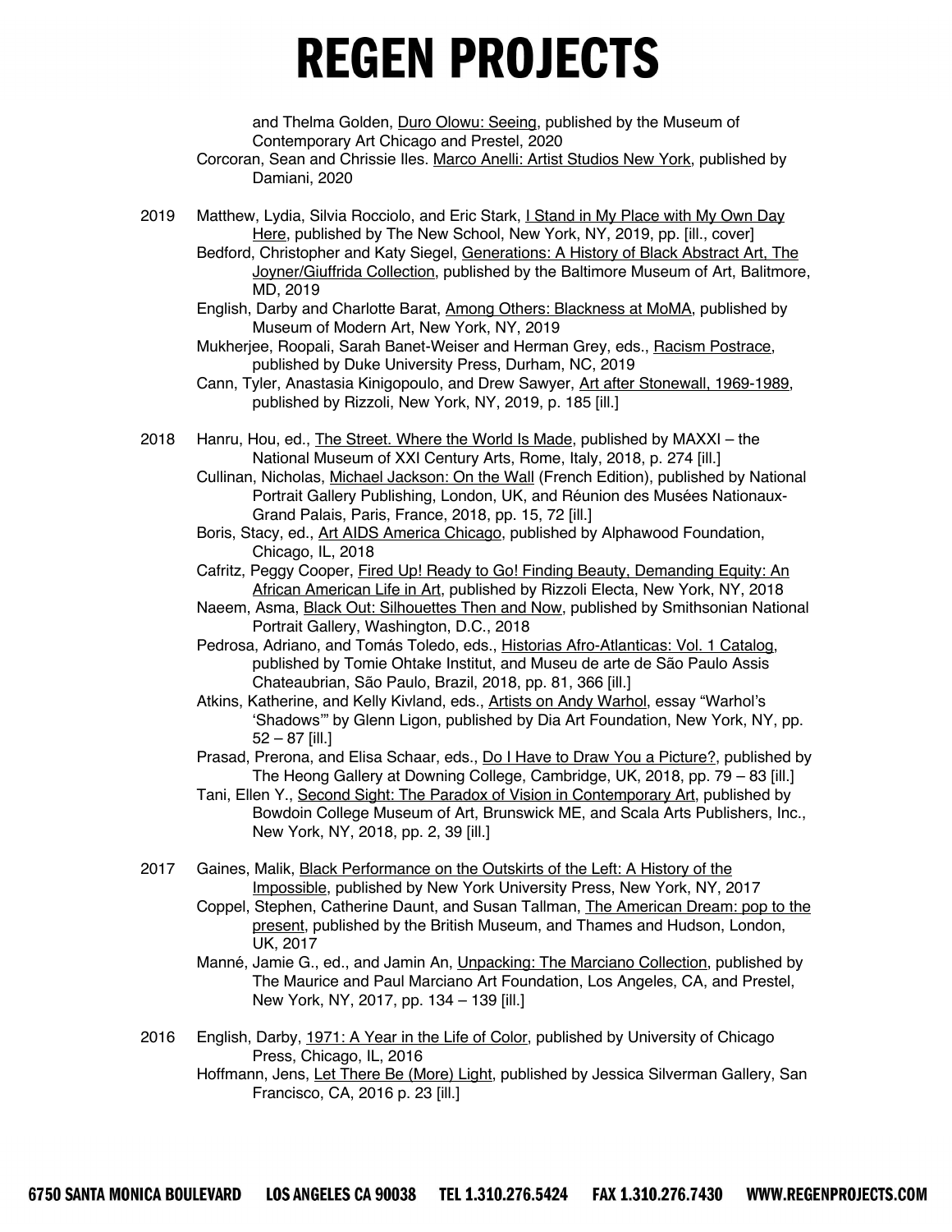and Thelma Golden, Duro Olowu: Seeing, published by the Museum of Contemporary Art Chicago and Prestel, 2020

Corcoran, Sean and Chrissie Iles. Marco Anelli: Artist Studios New York, published by Damiani, 2020

**2019**

Matthew, Lydia, Silvia Rocciolo, and Eric Stark, I Stand in My Place with My Own Day Here, published by The New School, New York, NY, 2019, pp. [ill., cover]

Bedford, Christopher and Katy Siegel, Generations: A History of Black Abstract Art, The Joyner/Giuffrida Collection, published by the Baltimore Museum of Art, Balitmore, MD, 2019

English, Darby and Charlotte Barat, Among Others: Blackness at MoMA, published by Museum of Modern Art, New York, NY, 2019

Mukherjee, Roopali, Sarah Banet-Weiser and Herman Grey, eds., Racism Postrace, published by Duke University Press, Durham, NC, 2019

Cann, Tyler, Anastasia Kinigopoulo, and Drew Sawyer, Art after Stonewall, 1969-1989, published by Rizzoli, New York, NY, 2019, p. 185 [ill.]

**2018**

Hanru, Hou, ed., The Street. Where the World Is Made, published by MAXXI – the National Museum of XXI Century Arts, Rome, Italy, 2018, p. 274 [ill.]

Cullinan, Nicholas, Michael Jackson: On the Wall (French Edition), published by National Portrait Gallery Publishing, London, UK, and Réunion des Musées Nationaux-Grand Palais, Paris, France, 2018, pp. 15, 72 [ill.]

Boris, Stacy, ed., Art AIDS America Chicago, published by Alphawood Foundation, Chicago, IL, 2018

Cafritz, Peggy Cooper, Fired Up! Ready to Go! Finding Beauty, Demanding Equity: An African American Life in Art, published by Rizzoli Electa, New York, NY, 2018

Naeem, Asma, Black Out: Silhouettes Then and Now, published by Smithsonian National Portrait Gallery, Washington, D.C., 2018

Pedrosa, Adriano, and Tomás Toledo, eds., Historias Afro-Atlanticas: Vol. 1 Catalog, published by Tomie Ohtake Institut, and Museu de arte de São Paulo Assis Chateaubrian, São Paulo, Brazil, 2018, pp. 81, 366 [ill.]

Atkins, Katherine, and Kelly Kivland, eds., Artists on Andy Warhol, essay "Warhol's 'Shadows'" by Glenn Ligon, published by Dia Art Foundation, New York, NY, pp. 52 – 87 [ill.]

Prasad, Prerona, and Elisa Schaar, eds., Do I Have to Draw You a Picture?, published by The Heong Gallery at Downing College, Cambridge, UK, 2018, pp. 79 – 83 [ill.]

Tani, Ellen Y., Second Sight: The Paradox of Vision in Contemporary Art, published by Bowdoin College Museum of Art, Brunswick ME, and Scala Arts Publishers, Inc., New York, NY, 2018, pp. 2, 39 [ill.]

**2017**

Gaines, Malik, Black Performance on the Outskirts of the Left: A History of the Impossible, published by New York University Press, New York, NY, 2017

Coppel, Stephen, Catherine Daunt, and Susan Tallman, The American Dream: pop to the present, published by the British Museum, and Thames and Hudson, London, UK, 2017

Manné, Jamie G., ed., and Jamin An, Unpacking: The Marciano Collection, published by The Maurice and Paul Marciano Art Foundation, Los Angeles, CA, and Prestel, New York, NY, 2017, pp. 134 – 139 [ill.]

**2016**

English, Darby, 1971: A Year in the Life of Color, published by University of Chicago Press, Chicago, IL, 2016

Hoffmann, Jens, Let There Be (More) Light, published by Jessica Silverman Gallery, San Francisco, CA, 2016 p. 23 [ill.]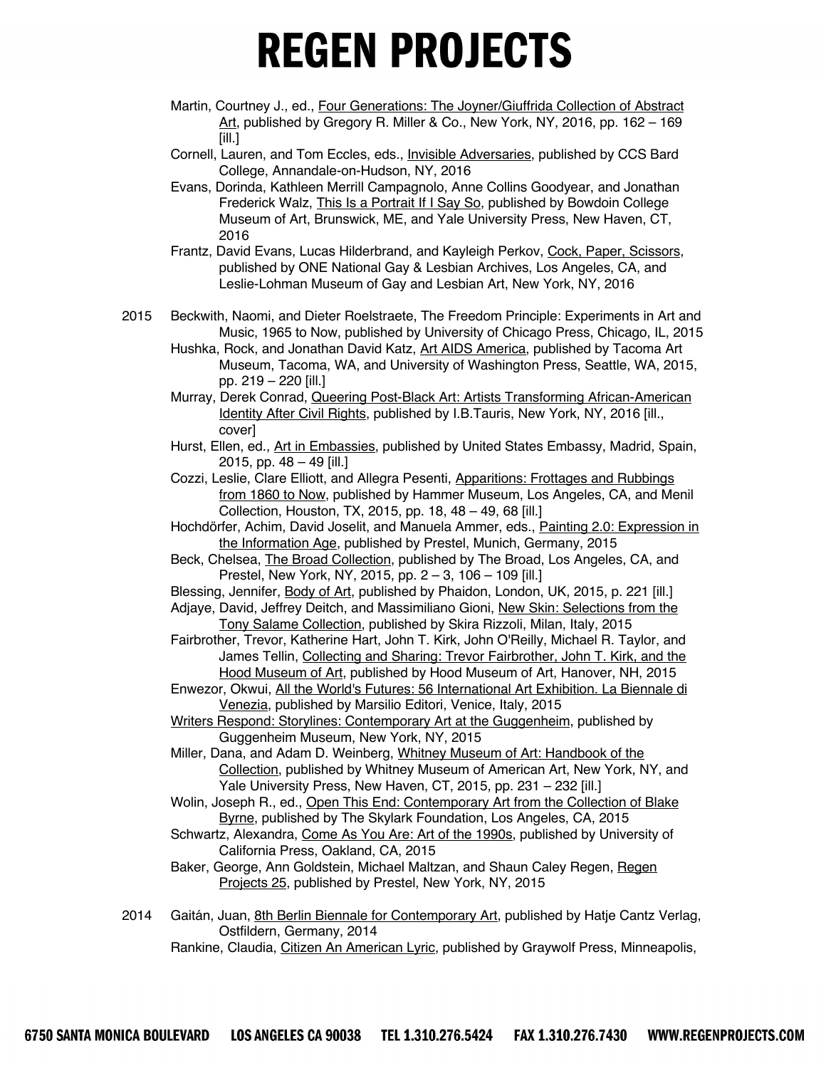# REGEN PROJECTS

Martin, Courtney J., ed., Four Generations: The Joyner/Giuffrida Collection of Abstract Art, published by Gregory R. Miller & Co., New York, NY, 2016, pp. 162 – 169 [ill.]

Cornell, Lauren, and Tom Eccles, eds., Invisible Adversaries, published by CCS Bard College, Annandale-on-Hudson, NY, 2016

Evans, Dorinda, Kathleen Merrill Campagnolo, Anne Collins Goodyear, and Jonathan Frederick Walz, This Is a Portrait If I Say So, published by Bowdoin College Museum of Art, Brunswick, ME, and Yale University Press, New Haven, CT, 2016

Frantz, David Evans, Lucas Hilderbrand, and Kayleigh Perkov, Cock, Paper, Scissors, published by ONE National Gay & Lesbian Archives, Los Angeles, CA, and Leslie-Lohman Museum of Gay and Lesbian Art, New York, NY, 2016

2015 Beckwith, Naomi, and Dieter Roelstraete, The Freedom Principle: Experiments in Art and Music, 1965 to Now, published by University of Chicago Press, Chicago, IL, 2015

Hushka, Rock, and Jonathan David Katz, Art AIDS America, published by Tacoma Art Museum, Tacoma, WA, and University of Washington Press, Seattle, WA, 2015, pp. 219 – 220 [ill.]

Murray, Derek Conrad, Queering Post-Black Art: Artists Transforming African-American Identity After Civil Rights, published by I.B.Tauris, New York, NY, 2016 [ill., cover]

Hurst, Ellen, ed., Art in Embassies, published by United States Embassy, Madrid, Spain, 2015, pp. 48 – 49 [ill.]

Cozzi, Leslie, Clare Elliott, and Allegra Pesenti, Apparitions: Frottages and Rubbings from 1860 to Now, published by Hammer Museum, Los Angeles, CA, and Menil Collection, Houston, TX, 2015, pp. 18, 48 – 49, 68 [ill.]

Hochdörfer, Achim, David Joselit, and Manuela Ammer, eds., Painting 2.0: Expression in the Information Age, published by Prestel, Munich, Germany, 2015

Beck, Chelsea, The Broad Collection, published by The Broad, Los Angeles, CA, and Prestel, New York, NY, 2015, pp. 2 – 3, 106 – 109 [ill.]

Blessing, Jennifer, Body of Art, published by Phaidon, London, UK, 2015, p. 221 [ill.]

Adjaye, David, Jeffrey Deitch, and Massimiliano Gioni, New Skin: Selections from the Tony Salame Collection, published by Skira Rizzoli, Milan, Italy, 2015

Fairbrother, Trevor, Katherine Hart, John T. Kirk, John O'Reilly, Michael R. Taylor, and James Tellin, Collecting and Sharing: Trevor Fairbrother, John T. Kirk, and the Hood Museum of Art, published by Hood Museum of Art, Hanover, NH, 2015

Enwezor, Okwui, All the World's Futures: 56 International Art Exhibition. La Biennale di Venezia, published by Marsilio Editori, Venice, Italy, 2015

Writers Respond: Storylines: Contemporary Art at the Guggenheim, published by Guggenheim Museum, New York, NY, 2015

Miller, Dana, and Adam D. Weinberg, Whitney Museum of Art: Handbook of the Collection, published by Whitney Museum of American Art, New York, NY, and Yale University Press, New Haven, CT, 2015, pp. 231 – 232 [ill.]

Wolin, Joseph R., ed., Open This End: Contemporary Art from the Collection of Blake Byrne, published by The Skylark Foundation, Los Angeles, CA, 2015

Schwartz, Alexandra, Come As You Are: Art of the 1990s, published by University of California Press, Oakland, CA, 2015

Baker, George, Ann Goldstein, Michael Maltzan, and Shaun Caley Regen, Regen Projects 25, published by Prestel, New York, NY, 2015

2014 Gaitán, Juan, 8th Berlin Biennale for Contemporary Art, published by Hatje Cantz Verlag, Ostfildern, Germany, 2014

Rankine, Claudia, Citizen An American Lyric, published by Graywolf Press, Minneapolis,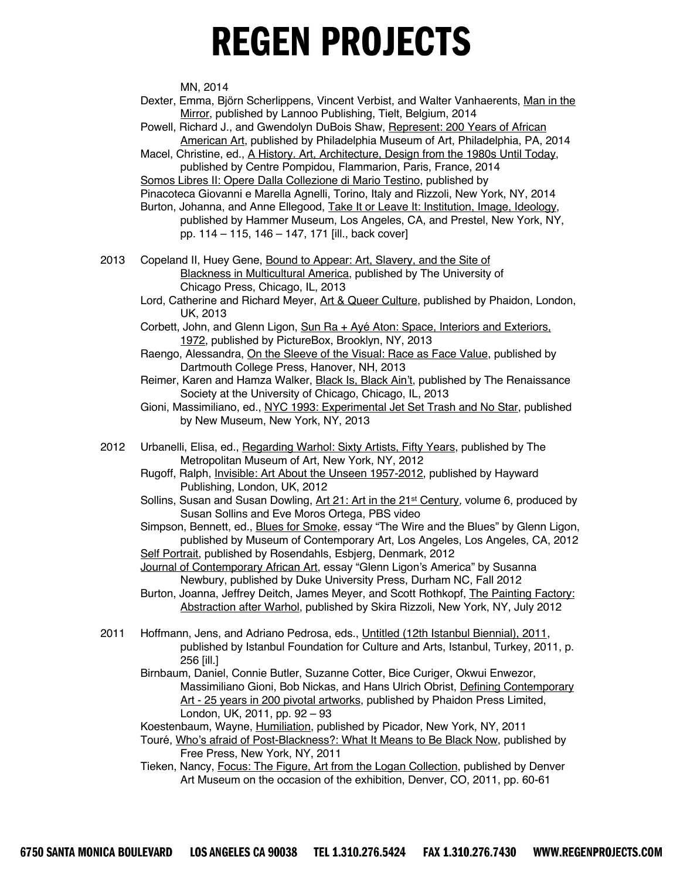MN, 2014

Dexter, Emma, Björn Scherlippens, Vincent Verbist, and Walter Vanhaerents, Man in the Mirror, published by Lannoo Publishing, Tielt, Belgium, 2014

Powell, Richard J., and Gwendolyn DuBois Shaw, Represent: 200 Years of African American Art, published by Philadelphia Museum of Art, Philadelphia, PA, 2014

Macel, Christine, ed., A History. Art, Architecture, Design from the 1980s Until Today, published by Centre Pompidou, Flammarion, Paris, France, 2014

Somos Libres II: Opere Dalla Collezione di Mario Testino, published by Pinacoteca Giovanni e Marella Agnelli, Torino, Italy and Rizzoli, New York, NY, 2014

Burton, Johanna, and Anne Ellegood, Take It or Leave It: Institution, Image, Ideology, published by Hammer Museum, Los Angeles, CA, and Prestel, New York, NY, pp. 114 – 115, 146 – 147, 171 [ill., back cover]

2013

Copeland II, Huey Gene, Bound to Appear: Art, Slavery, and the Site of Blackness in Multicultural America, published by The University of Chicago Press, Chicago, IL, 2013

Lord, Catherine and Richard Meyer, Art & Queer Culture, published by Phaidon, London, UK, 2013

Corbett, John, and Glenn Ligon, Sun Ra + Ayé Aton: Space, Interiors and Exteriors, 1972, published by PictureBox, Brooklyn, NY, 2013

Raengo, Alessandra, On the Sleeve of the Visual: Race as Face Value, published by Dartmouth College Press, Hanover, NH, 2013

Reimer, Karen and Hamza Walker, Black Is, Black Ain't, published by The Renaissance Society at the University of Chicago, Chicago, IL, 2013

Gioni, Massimiliano, ed., NYC 1993: Experimental Jet Set Trash and No Star, published by New Museum, New York, NY, 2013

2012

Urbanelli, Elisa, ed., Regarding Warhol: Sixty Artists, Fifty Years, published by The Metropolitan Museum of Art, New York, NY, 2012

Rugoff, Ralph, Invisible: Art About the Unseen 1957-2012, published by Hayward Publishing, London, UK, 2012

Sollins, Susan and Susan Dowling, Art 21: Art in the 21st Century, volume 6, produced by Susan Sollins and Eve Moros Ortega, PBS video

Simpson, Bennett, ed., Blues for Smoke, essay "The Wire and the Blues" by Glenn Ligon, published by Museum of Contemporary Art, Los Angeles, Los Angeles, CA, 2012

Self Portrait, published by Rosendahls, Esbjerg, Denmark, 2012

Journal of Contemporary African Art, essay "Glenn Ligon's America" by Susanna Newbury, published by Duke University Press, Durham NC, Fall 2012

Burton, Joanna, Jeffrey Deitch, James Meyer, and Scott Rothkopf, The Painting Factory: Abstraction after Warhol, published by Skira Rizzoli, New York, NY, July 2012

2011

Hoffmann, Jens, and Adriano Pedrosa, eds., Untitled (12th Istanbul Biennial), 2011, published by Istanbul Foundation for Culture and Arts, Istanbul, Turkey, 2011, p. 256 [ill.]

Birnbaum, Daniel, Connie Butler, Suzanne Cotter, Bice Curiger, Okwui Enwezor, Massimiliano Gioni, Bob Nickas, and Hans Ulrich Obrist, Defining Contemporary Art - 25 years in 200 pivotal artworks, published by Phaidon Press Limited, London, UK, 2011, pp. 92 – 93

Koestenbaum, Wayne, Humiliation, published by Picador, New York, NY, 2011

Touré, Who's afraid of Post-Blackness?: What It Means to Be Black Now, published by Free Press, New York, NY, 2011

Tieken, Nancy, Focus: The Figure, Art from the Logan Collection, published by Denver Art Museum on the occasion of the exhibition, Denver, CO, 2011, pp. 60-61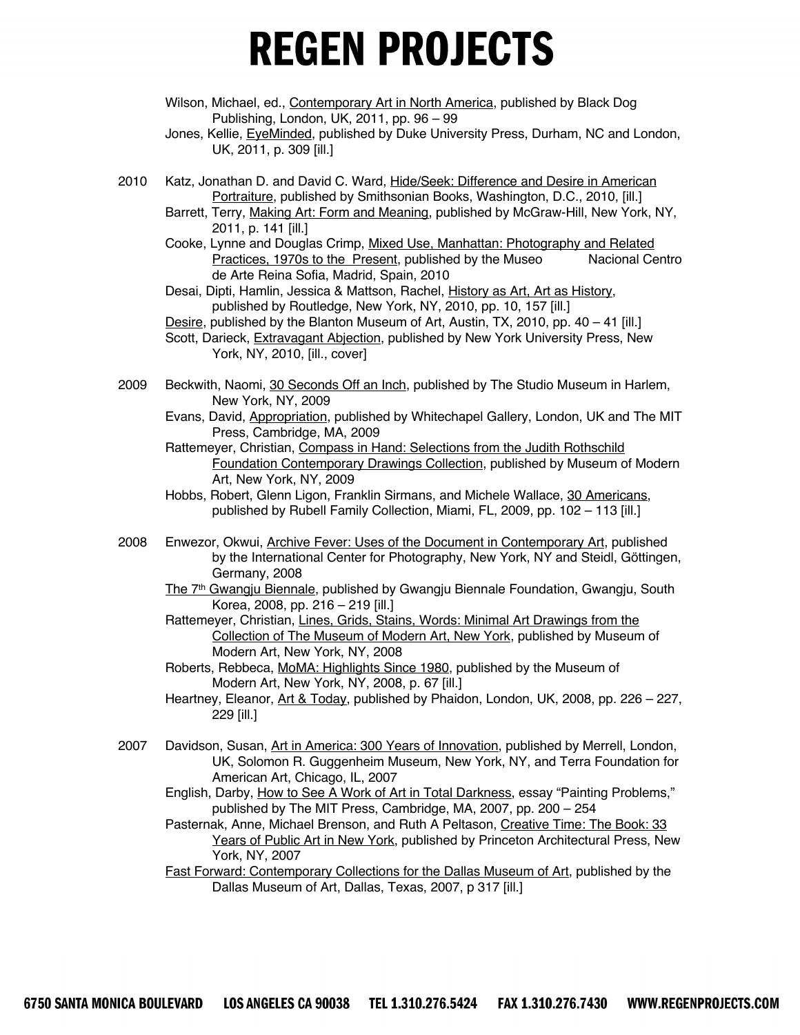Wilson, Michael, ed., Contemporary Art in North America, published by Black Dog Publishing, London, UK, 2011, pp. 96 – 99

Jones, Kellie, EyeMinded, published by Duke University Press, Durham, NC and London, UK, 2011, p. 309 [ill.]

**2010**

Katz, Jonathan D. and David C. Ward, Hide/Seek: Difference and Desire in American Portraiture, published by Smithsonian Books, Washington, D.C., 2010, [ill.]

Barrett, Terry, Making Art: Form and Meaning, published by McGraw-Hill, New York, NY, 2011, p. 141 [ill.]

Cooke, Lynne and Douglas Crimp, Mixed Use, Manhattan: Photography and Related Practices, 1970s to the Present, published by the Museo Nacional Centro de Arte Reina Sofia, Madrid, Spain, 2010

Desai, Dipti, Hamlin, Jessica & Mattson, Rachel, History as Art, Art as History, published by Routledge, New York, NY, 2010, pp. 10, 157 [ill.]

Desire, published by the Blanton Museum of Art, Austin, TX, 2010, pp. 40 – 41 [ill.]

Scott, Darieck, Extravagant Abjection, published by New York University Press, New York, NY, 2010, [ill., cover]

**2009**

Beckwith, Naomi, 30 Seconds Off an Inch, published by The Studio Museum in Harlem, New York, NY, 2009

Evans, David, Appropriation, published by Whitechapel Gallery, London, UK and The MIT Press, Cambridge, MA, 2009

Rattemeyer, Christian, Compass in Hand: Selections from the Judith Rothschild Foundation Contemporary Drawings Collection, published by Museum of Modern Art, New York, NY, 2009

Hobbs, Robert, Glenn Ligon, Franklin Sirmans, and Michele Wallace, 30 Americans, published by Rubell Family Collection, Miami, FL, 2009, pp. 102 – 113 [ill.]

**2008**

Enwezor, Okwui, Archive Fever: Uses of the Document in Contemporary Art, published by the International Center for Photography, New York, NY and Steidl, Göttingen, Germany, 2008

The 7th Gwangju Biennale, published by Gwangju Biennale Foundation, Gwangju, South Korea, 2008, pp. 216 – 219 [ill.]

Rattemeyer, Christian, Lines, Grids, Stains, Words: Minimal Art Drawings from the Collection of The Museum of Modern Art, New York, published by Museum of Modern Art, New York, NY, 2008

Roberts, Rebbeca, MoMA: Highlights Since 1980, published by the Museum of Modern Art, New York, NY, 2008, p. 67 [ill.]

Heartney, Eleanor, Art & Today, published by Phaidon, London, UK, 2008, pp. 226 – 227, 229 [ill.]

**2007**

Davidson, Susan, Art in America: 300 Years of Innovation, published by Merrell, London, UK, Solomon R. Guggenheim Museum, New York, NY, and Terra Foundation for American Art, Chicago, IL, 2007

English, Darby, How to See A Work of Art in Total Darkness, essay "Painting Problems," published by The MIT Press, Cambridge, MA, 2007, pp. 200 – 254

Pasternak, Anne, Michael Brenson, and Ruth A Peltason, Creative Time: The Book: 33 Years of Public Art in New York, published by Princeton Architectural Press, New York, NY, 2007

Fast Forward: Contemporary Collections for the Dallas Museum of Art, published by the Dallas Museum of Art, Dallas, Texas, 2007, p 317 [ill.]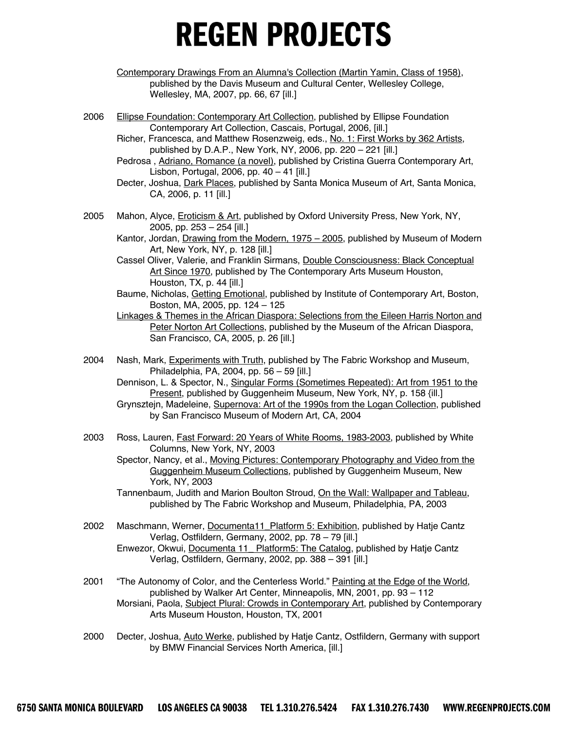Contemporary Drawings From an Alumna's Collection (Martin Yamin, Class of 1958), published by the Davis Museum and Cultural Center, Wellesley College, Wellesley, MA, 2007, pp. 66, 67 [ill.]

2006 Ellipse Foundation: Contemporary Art Collection, published by Ellipse Foundation Contemporary Art Collection, Cascais, Portugal, 2006, [ill.]

Richer, Francesca, and Matthew Rosenzweig, eds., No. 1: First Works by 362 Artists, published by D.A.P., New York, NY, 2006, pp. 220 – 221 [ill.]

Pedrosa , Adriano, Romance (a novel), published by Cristina Guerra Contemporary Art, Lisbon, Portugal, 2006, pp. 40 – 41 [ill.]

Decter, Joshua, Dark Places, published by Santa Monica Museum of Art, Santa Monica, CA, 2006, p. 11 [ill.]

2005 Mahon, Alyce, Eroticism & Art, published by Oxford University Press, New York, NY, 2005, pp. 253 – 254 [ill.]

Kantor, Jordan, Drawing from the Modern, 1975 – 2005, published by Museum of Modern Art, New York, NY, p. 128 [ill.]

Cassel Oliver, Valerie, and Franklin Sirmans, Double Consciousness: Black Conceptual Art Since 1970, published by The Contemporary Arts Museum Houston, Houston, TX, p. 44 [ill.]

Baume, Nicholas, Getting Emotional, published by Institute of Contemporary Art, Boston, Boston, MA, 2005, pp. 124 – 125

Linkages & Themes in the African Diaspora: Selections from the Eileen Harris Norton and Peter Norton Art Collections, published by the Museum of the African Diaspora, San Francisco, CA, 2005, p. 26 [ill.]

2004 Nash, Mark, Experiments with Truth, published by The Fabric Workshop and Museum, Philadelphia, PA, 2004, pp. 56 – 59 [ill.]

Dennison, L. & Spector, N., Singular Forms (Sometimes Repeated): Art from 1951 to the Present, published by Guggenheim Museum, New York, NY, p. 158 {ill.]

Grynsztejn, Madeleine, Supernova: Art of the 1990s from the Logan Collection, published by San Francisco Museum of Modern Art, CA, 2004

2003 Ross, Lauren, Fast Forward: 20 Years of White Rooms, 1983-2003, published by White Columns, New York, NY, 2003

Spector, Nancy, et al., Moving Pictures: Contemporary Photography and Video from the Guggenheim Museum Collections, published by Guggenheim Museum, New York, NY, 2003

Tannenbaum, Judith and Marion Boulton Stroud, On the Wall: Wallpaper and Tableau, published by The Fabric Workshop and Museum, Philadelphia, PA, 2003

2002 Maschmann, Werner, Documenta11_Platform 5: Exhibition, published by Hatje Cantz Verlag, Ostfildern, Germany, 2002, pp. 78 – 79 [ill.]

Enwezor, Okwui, Documenta 11_ Platform5: The Catalog, published by Hatje Cantz Verlag, Ostfildern, Germany, 2002, pp. 388 – 391 [ill.]

2001 "The Autonomy of Color, and the Centerless World." Painting at the Edge of the World, published by Walker Art Center, Minneapolis, MN, 2001, pp. 93 – 112

Morsiani, Paola, Subject Plural: Crowds in Contemporary Art, published by Contemporary Arts Museum Houston, Houston, TX, 2001

2000 Decter, Joshua, Auto Werke, published by Hatje Cantz, Ostfildern, Germany with support by BMW Financial Services North America, [ill.]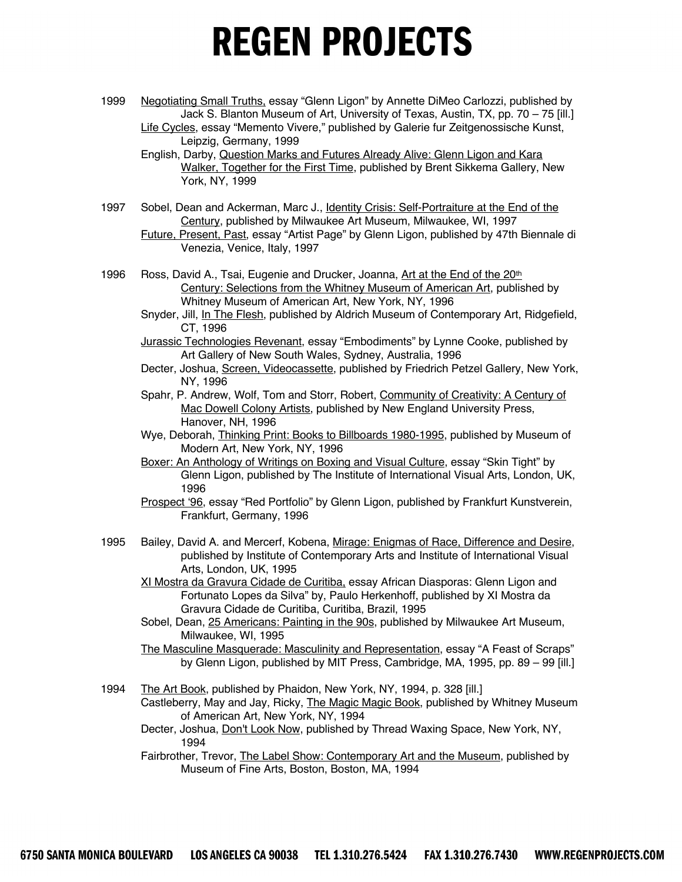1999 Negotiating Small Truths, essay "Glenn Ligon" by Annette DiMeo Carlozzi, published by Jack S. Blanton Museum of Art, University of Texas, Austin, TX, pp. 70 – 75 [ill.]
Life Cycles, essay "Memento Vivere," published by Galerie fur Zeitgenossische Kunst, Leipzig, Germany, 1999
English, Darby, Question Marks and Futures Already Alive: Glenn Ligon and Kara Walker, Together for the First Time, published by Brent Sikkema Gallery, New York, NY, 1999

1997 Sobel, Dean and Ackerman, Marc J., Identity Crisis: Self-Portraiture at the End of the Century, published by Milwaukee Art Museum, Milwaukee, WI, 1997
Future, Present, Past, essay "Artist Page" by Glenn Ligon, published by 47th Biennale di Venezia, Venice, Italy, 1997

1996 Ross, David A., Tsai, Eugenie and Drucker, Joanna, Art at the End of the 20th Century: Selections from the Whitney Museum of American Art, published by Whitney Museum of American Art, New York, NY, 1996
Snyder, Jill, In The Flesh, published by Aldrich Museum of Contemporary Art, Ridgefield, CT, 1996
Jurassic Technologies Revenant, essay "Embodiments" by Lynne Cooke, published by Art Gallery of New South Wales, Sydney, Australia, 1996
Decter, Joshua, Screen, Videocassette, published by Friedrich Petzel Gallery, New York, NY, 1996
Spahr, P. Andrew, Wolf, Tom and Storr, Robert, Community of Creativity: A Century of Mac Dowell Colony Artists, published by New England University Press, Hanover, NH, 1996
Wye, Deborah, Thinking Print: Books to Billboards 1980-1995, published by Museum of Modern Art, New York, NY, 1996
Boxer: An Anthology of Writings on Boxing and Visual Culture, essay "Skin Tight" by Glenn Ligon, published by The Institute of International Visual Arts, London, UK, 1996
Prospect '96, essay "Red Portfolio" by Glenn Ligon, published by Frankfurt Kunstverein, Frankfurt, Germany, 1996

1995 Bailey, David A. and Mercerf, Kobena, Mirage: Enigmas of Race, Difference and Desire, published by Institute of Contemporary Arts and Institute of International Visual Arts, London, UK, 1995
XI Mostra da Gravura Cidade de Curitiba, essay African Diasporas: Glenn Ligon and Fortunato Lopes da Silva" by, Paulo Herkenhoff, published by XI Mostra da Gravura Cidade de Curitiba, Curitiba, Brazil, 1995
Sobel, Dean, 25 Americans: Painting in the 90s, published by Milwaukee Art Museum, Milwaukee, WI, 1995
The Masculine Masquerade: Masculinity and Representation, essay "A Feast of Scraps" by Glenn Ligon, published by MIT Press, Cambridge, MA, 1995, pp. 89 – 99 [ill.]

1994 The Art Book, published by Phaidon, New York, NY, 1994, p. 328 [ill.]
Castleberry, May and Jay, Ricky, The Magic Magic Book, published by Whitney Museum of American Art, New York, NY, 1994
Decter, Joshua, Don't Look Now, published by Thread Waxing Space, New York, NY, 1994
Fairbrother, Trevor, The Label Show: Contemporary Art and the Museum, published by Museum of Fine Arts, Boston, Boston, MA, 1994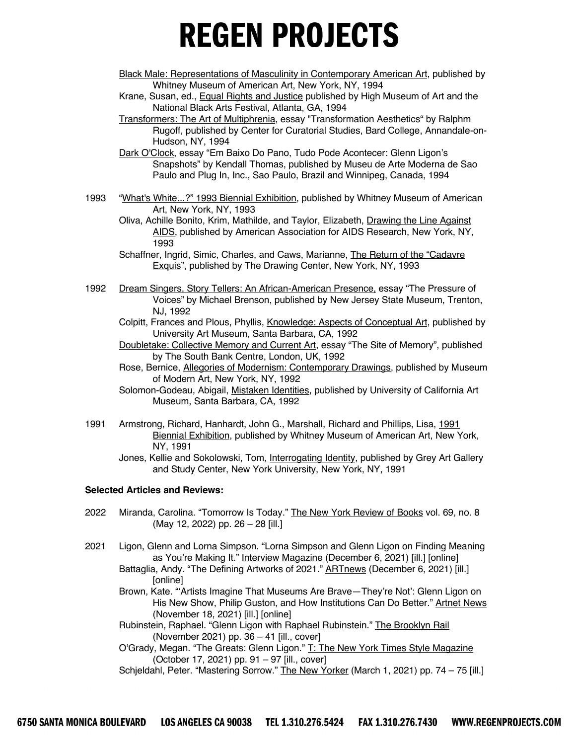Black Male: Representations of Masculinity in Contemporary American Art, published by Whitney Museum of American Art, New York, NY, 1994

Krane, Susan, ed., Equal Rights and Justice published by High Museum of Art and the National Black Arts Festival, Atlanta, GA, 1994

Transformers: The Art of Multiphrenia, essay "Transformation Aesthetics“ by Ralphm Rugoff, published by Center for Curatorial Studies, Bard College, Annandale-on-Hudson, NY, 1994

Dark O'Clock, essay “Em Baixo Do Pano, Tudo Pode Acontecer: Glenn Ligon’s Snapshots” by Kendall Thomas, published by Museu de Arte Moderna de Sao Paulo and Plug In, Inc., Sao Paulo, Brazil and Winnipeg, Canada, 1994

1993 “What's White...?” 1993 Biennial Exhibition, published by Whitney Museum of American Art, New York, NY, 1993

Oliva, Achille Bonito, Krim, Mathilde, and Taylor, Elizabeth, Drawing the Line Against AIDS, published by American Association for AIDS Research, New York, NY, 1993

Schaffner, Ingrid, Simic, Charles, and Caws, Marianne, The Return of the “Cadavre Exquis”, published by The Drawing Center, New York, NY, 1993

1992 Dream Singers, Story Tellers: An African-American Presence, essay “The Pressure of Voices” by Michael Brenson, published by New Jersey State Museum, Trenton, NJ, 1992

Colpitt, Frances and Plous, Phyllis, Knowledge: Aspects of Conceptual Art, published by University Art Museum, Santa Barbara, CA, 1992

Doubletake: Collective Memory and Current Art, essay “The Site of Memory”, published by The South Bank Centre, London, UK, 1992

Rose, Bernice, Allegories of Modernism: Contemporary Drawings, published by Museum of Modern Art, New York, NY, 1992

Solomon-Godeau, Abigail, Mistaken Identities, published by University of California Art Museum, Santa Barbara, CA, 1992

1991 Armstrong, Richard, Hanhardt, John G., Marshall, Richard and Phillips, Lisa, 1991 Biennial Exhibition, published by Whitney Museum of American Art, New York, NY, 1991

Jones, Kellie and Sokolowski, Tom, Interrogating Identity, published by Grey Art Gallery and Study Center, New York University, New York, NY, 1991

**Selected Articles and Reviews:**

2022 Miranda, Carolina. “Tomorrow Is Today.” The New York Review of Books vol. 69, no. 8 (May 12, 2022) pp. 26 – 28 [ill.]

2021 Ligon, Glenn and Lorna Simpson. “Lorna Simpson and Glenn Ligon on Finding Meaning as You’re Making It.” Interview Magazine (December 6, 2021) [ill.] [online]

Battaglia, Andy. “The Defining Artworks of 2021.” ARTnews (December 6, 2021) [ill.] [online]

Brown, Kate. “‘Artists Imagine That Museums Are Brave—They’re Not’: Glenn Ligon on His New Show, Philip Guston, and How Institutions Can Do Better.” Artnet News (November 18, 2021) [ill.] [online]

Rubinstein, Raphael. “Glenn Ligon with Raphael Rubinstein.” The Brooklyn Rail (November 2021) pp. 36 – 41 [ill., cover]

O’Grady, Megan. “The Greats: Glenn Ligon.” T: The New York Times Style Magazine (October 17, 2021) pp. 91 – 97 [ill., cover]

Schjeldahl, Peter. “Mastering Sorrow.” The New Yorker (March 1, 2021) pp. 74 – 75 [ill.]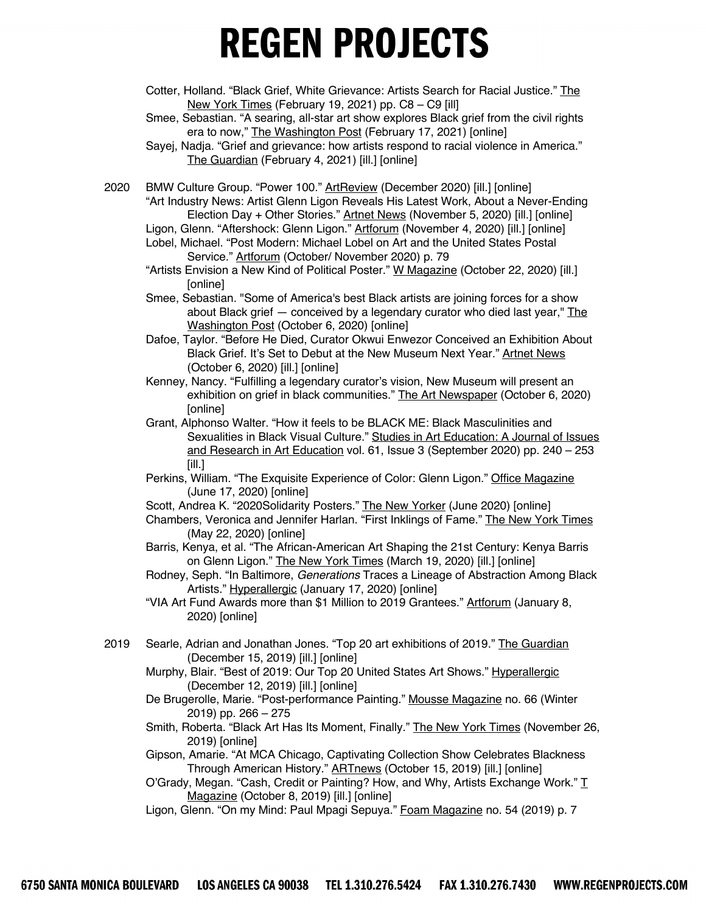Cotter, Holland. “Black Grief, White Grievance: Artists Search for Racial Justice.” The New York Times (February 19, 2021) pp. C8 – C9 [ill]

Smee, Sebastian. “A searing, all-star art show explores Black grief from the civil rights era to now,” The Washington Post (February 17, 2021) [online]

Sayej, Nadja. “Grief and grievance: how artists respond to racial violence in America.” The Guardian (February 4, 2021) [ill.] [online]

2020

BMW Culture Group. “Power 100.” ArtReview (December 2020) [ill.] [online]

“Art Industry News: Artist Glenn Ligon Reveals His Latest Work, About a Never-Ending Election Day + Other Stories.” Artnet News (November 5, 2020) [ill.] [online]

Ligon, Glenn. “Aftershock: Glenn Ligon.” Artforum (November 4, 2020) [ill.] [online]

Lobel, Michael. “Post Modern: Michael Lobel on Art and the United States Postal Service.” Artforum (October/ November 2020) p. 79

“Artists Envision a New Kind of Political Poster.” W Magazine (October 22, 2020) [ill.] [online]

Smee, Sebastian. "Some of America's best Black artists are joining forces for a show about Black grief — conceived by a legendary curator who died last year," The Washington Post (October 6, 2020) [online]

Dafoe, Taylor. “Before He Died, Curator Okwui Enwezor Conceived an Exhibition About Black Grief. It’s Set to Debut at the New Museum Next Year.” Artnet News (October 6, 2020) [ill.] [online]

Kenney, Nancy. “Fulfilling a legendary curator’s vision, New Museum will present an exhibition on grief in black communities.” The Art Newspaper (October 6, 2020) [online]

Grant, Alphonso Walter. “How it feels to be BLACK ME: Black Masculinities and Sexualities in Black Visual Culture.” Studies in Art Education: A Journal of Issues and Research in Art Education vol. 61, Issue 3 (September 2020) pp. 240 – 253 [ill.]

Perkins, William. “The Exquisite Experience of Color: Glenn Ligon.” Office Magazine (June 17, 2020) [online]

Scott, Andrea K. “2020Solidarity Posters.” The New Yorker (June 2020) [online]

Chambers, Veronica and Jennifer Harlan. “First Inklings of Fame.” The New York Times (May 22, 2020) [online]

Barris, Kenya, et al. “The African-American Art Shaping the 21st Century: Kenya Barris on Glenn Ligon.” The New York Times (March 19, 2020) [ill.] [online]

Rodney, Seph. “In Baltimore, *Generations* Traces a Lineage of Abstraction Among Black Artists.” Hyperallergic (January 17, 2020) [online]

“VIA Art Fund Awards more than $1 Million to 2019 Grantees.” Artforum (January 8, 2020) [online]

2019

Searle, Adrian and Jonathan Jones. “Top 20 art exhibitions of 2019.” The Guardian (December 15, 2019) [ill.] [online]

Murphy, Blair. “Best of 2019: Our Top 20 United States Art Shows.” Hyperallergic (December 12, 2019) [ill.] [online]

De Brugerolle, Marie. “Post-performance Painting.” Mousse Magazine no. 66 (Winter 2019) pp. 266 – 275

Smith, Roberta. “Black Art Has Its Moment, Finally.” The New York Times (November 26, 2019) [online]

Gipson, Amarie. “At MCA Chicago, Captivating Collection Show Celebrates Blackness Through American History.” ARTnews (October 15, 2019) [ill.] [online]

O’Grady, Megan. “Cash, Credit or Painting? How, and Why, Artists Exchange Work.” T Magazine (October 8, 2019) [ill.] [online]

Ligon, Glenn. “On my Mind: Paul Mpagi Sepuya.” Foam Magazine no. 54 (2019) p. 7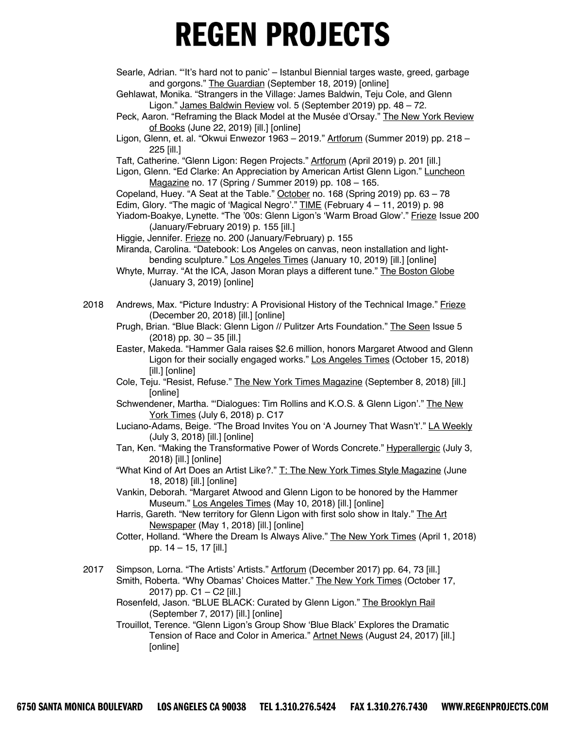Searle, Adrian. "'It's hard not to panic' – Istanbul Biennial targes waste, greed, garbage and gorgons." The Guardian (September 18, 2019) [online]

Gehlawat, Monika. "Strangers in the Village: James Baldwin, Teju Cole, and Glenn Ligon." James Baldwin Review vol. 5 (September 2019) pp. 48 – 72.

Peck, Aaron. "Reframing the Black Model at the Musée d'Orsay." The New York Review of Books (June 22, 2019) [ill.] [online]

Ligon, Glenn, et. al. "Okwui Enwezor 1963 – 2019." Artforum (Summer 2019) pp. 218 – 225 [ill.]

Taft, Catherine. "Glenn Ligon: Regen Projects." Artforum (April 2019) p. 201 [ill.]

Ligon, Glenn. "Ed Clarke: An Appreciation by American Artist Glenn Ligon." Luncheon Magazine no. 17 (Spring / Summer 2019) pp. 108 – 165.

Copeland, Huey. "A Seat at the Table." October no. 168 (Spring 2019) pp. 63 – 78

Edim, Glory. "The magic of 'Magical Negro'." TIME (February 4 – 11, 2019) p. 98

Yiadom-Boakye, Lynette. "The '00s: Glenn Ligon's 'Warm Broad Glow'." Frieze Issue 200 (January/February 2019) p. 155 [ill.]

Higgie, Jennifer. Frieze no. 200 (January/February) p. 155

Miranda, Carolina. "Datebook: Los Angeles on canvas, neon installation and light-bending sculpture." Los Angeles Times (January 10, 2019) [ill.] [online]

Whyte, Murray. "At the ICA, Jason Moran plays a different tune." The Boston Globe (January 3, 2019) [online]

2018 Andrews, Max. "Picture Industry: A Provisional History of the Technical Image." Frieze (December 20, 2018) [ill.] [online]

Prugh, Brian. "Blue Black: Glenn Ligon // Pulitzer Arts Foundation." The Seen Issue 5 (2018) pp. 30 – 35 [ill.]

Easter, Makeda. "Hammer Gala raises $2.6 million, honors Margaret Atwood and Glenn Ligon for their socially engaged works." Los Angeles Times (October 15, 2018) [ill.] [online]

Cole, Teju. "Resist, Refuse." The New York Times Magazine (September 8, 2018) [ill.] [online]

Schwendener, Martha. "'Dialogues: Tim Rollins and K.O.S. & Glenn Ligon'." The New York Times (July 6, 2018) p. C17

Luciano-Adams, Beige. "The Broad Invites You on 'A Journey That Wasn't'." LA Weekly (July 3, 2018) [ill.] [online]

Tan, Ken. "Making the Transformative Power of Words Concrete." Hyperallergic (July 3, 2018) [ill.] [online]

"What Kind of Art Does an Artist Like?." T: The New York Times Style Magazine (June 18, 2018) [ill.] [online]

Vankin, Deborah. "Margaret Atwood and Glenn Ligon to be honored by the Hammer Museum." Los Angeles Times (May 10, 2018) [ill.] [online]

Harris, Gareth. "New territory for Glenn Ligon with first solo show in Italy." The Art Newspaper (May 1, 2018) [ill.] [online]

Cotter, Holland. "Where the Dream Is Always Alive." The New York Times (April 1, 2018) pp. 14 – 15, 17 [ill.]

2017 Simpson, Lorna. "The Artists' Artists." Artforum (December 2017) pp. 64, 73 [ill.]

Smith, Roberta. "Why Obamas' Choices Matter." The New York Times (October 17, 2017) pp. C1 – C2 [ill.]

Rosenfeld, Jason. "BLUE BLACK: Curated by Glenn Ligon." The Brooklyn Rail (September 7, 2017) [ill.] [online]

Trouillot, Terence. "Glenn Ligon's Group Show 'Blue Black' Explores the Dramatic Tension of Race and Color in America." Artnet News (August 24, 2017) [ill.] [online]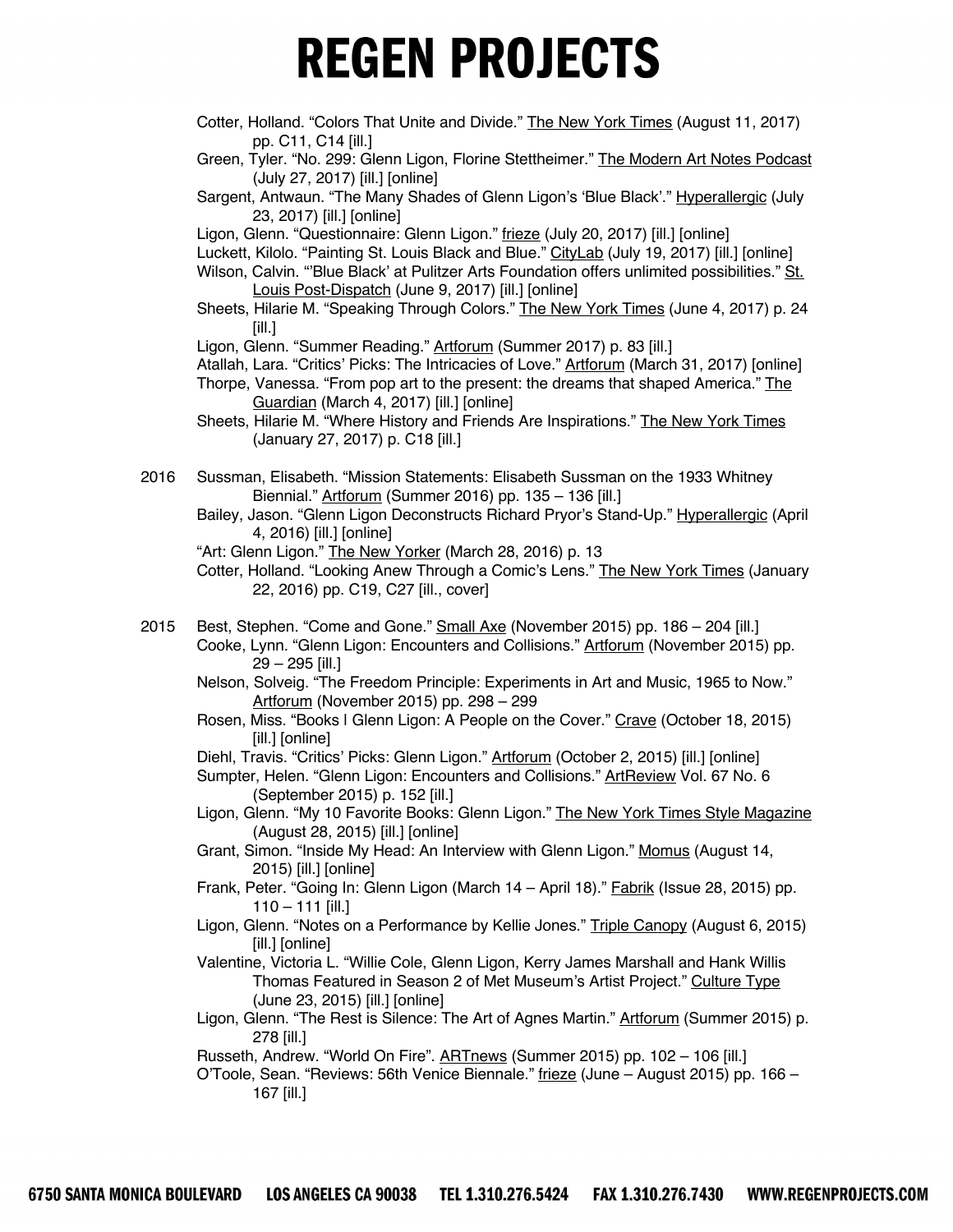Cotter, Holland. “Colors That Unite and Divide.” The New York Times (August 11, 2017) pp. C11, C14 [ill.]

Green, Tyler. “No. 299: Glenn Ligon, Florine Stettheimer.” The Modern Art Notes Podcast (July 27, 2017) [ill.] [online]

Sargent, Antwaun. “The Many Shades of Glenn Ligon’s ‘Blue Black’.” Hyperallergic (July 23, 2017) [ill.] [online]

Ligon, Glenn. “Questionnaire: Glenn Ligon.” frieze (July 20, 2017) [ill.] [online]

Luckett, Kilolo. “Painting St. Louis Black and Blue.” CityLab (July 19, 2017) [ill.] [online]

Wilson, Calvin. “‘Blue Black’ at Pulitzer Arts Foundation offers unlimited possibilities.” St. Louis Post-Dispatch (June 9, 2017) [ill.] [online]

Sheets, Hilarie M. “Speaking Through Colors.” The New York Times (June 4, 2017) p. 24 [ill.]

Ligon, Glenn. “Summer Reading.” Artforum (Summer 2017) p. 83 [ill.]

Atallah, Lara. “Critics’ Picks: The Intricacies of Love.” Artforum (March 31, 2017) [online]

Thorpe, Vanessa. “From pop art to the present: the dreams that shaped America.” The Guardian (March 4, 2017) [ill.] [online]

Sheets, Hilarie M. “Where History and Friends Are Inspirations.” The New York Times (January 27, 2017) p. C18 [ill.]

**2016**

Sussman, Elisabeth. “Mission Statements: Elisabeth Sussman on the 1933 Whitney Biennial.” Artforum (Summer 2016) pp. 135 – 136 [ill.]

Bailey, Jason. “Glenn Ligon Deconstructs Richard Pryor’s Stand-Up.” Hyperallergic (April 4, 2016) [ill.] [online]

“Art: Glenn Ligon.” The New Yorker (March 28, 2016) p. 13

Cotter, Holland. “Looking Anew Through a Comic’s Lens.” The New York Times (January 22, 2016) pp. C19, C27 [ill., cover]

**2015**

Best, Stephen. “Come and Gone.” Small Axe (November 2015) pp. 186 – 204 [ill.]

Cooke, Lynn. “Glenn Ligon: Encounters and Collisions.” Artforum (November 2015) pp. 29 – 295 [ill.]

Nelson, Solveig. “The Freedom Principle: Experiments in Art and Music, 1965 to Now.” Artforum (November 2015) pp. 298 – 299

Rosen, Miss. “Books | Glenn Ligon: A People on the Cover.” Crave (October 18, 2015) [ill.] [online]

Diehl, Travis. “Critics’ Picks: Glenn Ligon.” Artforum (October 2, 2015) [ill.] [online]

Sumpter, Helen. “Glenn Ligon: Encounters and Collisions.” ArtReview Vol. 67 No. 6 (September 2015) p. 152 [ill.]

Ligon, Glenn. “My 10 Favorite Books: Glenn Ligon.” The New York Times Style Magazine (August 28, 2015) [ill.] [online]

Grant, Simon. “Inside My Head: An Interview with Glenn Ligon.” Momus (August 14, 2015) [ill.] [online]

Frank, Peter. “Going In: Glenn Ligon (March 14 – April 18).” Fabrik (Issue 28, 2015) pp. 110 – 111 [ill.]

Ligon, Glenn. “Notes on a Performance by Kellie Jones.” Triple Canopy (August 6, 2015) [ill.] [online]

Valentine, Victoria L. “Willie Cole, Glenn Ligon, Kerry James Marshall and Hank Willis Thomas Featured in Season 2 of Met Museum’s Artist Project.” Culture Type (June 23, 2015) [ill.] [online]

Ligon, Glenn. “The Rest is Silence: The Art of Agnes Martin.” Artforum (Summer 2015) p. 278 [ill.]

Russeth, Andrew. “World On Fire”. ARTnews (Summer 2015) pp. 102 – 106 [ill.]

O’Toole, Sean. “Reviews: 56th Venice Biennale.” frieze (June – August 2015) pp. 166 – 167 [ill.]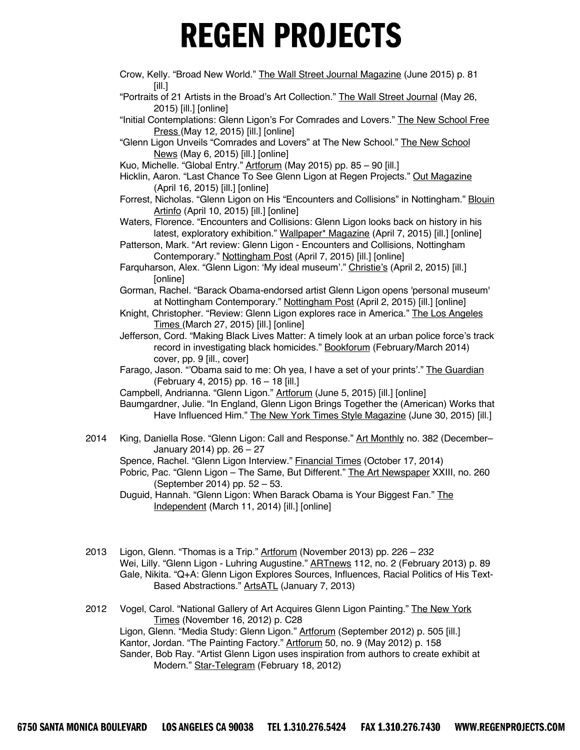Crow, Kelly. “Broad New World.” The Wall Street Journal Magazine (June 2015) p. 81 [ill.]

“Portraits of 21 Artists in the Broad’s Art Collection.” The Wall Street Journal (May 26, 2015) [ill.] [online]

“Initial Contemplations: Glenn Ligon’s For Comrades and Lovers.” The New School Free Press (May 12, 2015) [ill.] [online]

“Glenn Ligon Unveils “Comrades and Lovers” at The New School.” The New School News (May 6, 2015) [ill.] [online]

Kuo, Michelle. “Global Entry.” Artforum (May 2015) pp. 85 – 90 [ill.]

Hicklin, Aaron. “Last Chance To See Glenn Ligon at Regen Projects.” Out Magazine (April 16, 2015) [ill.] [online]

Forrest, Nicholas. “Glenn Ligon on His “Encounters and Collisions” in Nottingham.” Blouin Artinfo (April 10, 2015) [ill.] [online]

Waters, Florence. “Encounters and Collisions: Glenn Ligon looks back on history in his latest, exploratory exhibition.” Wallpaper* Magazine (April 7, 2015) [ill.] [online]

Patterson, Mark. “Art review: Glenn Ligon - Encounters and Collisions, Nottingham Contemporary.” Nottingham Post (April 7, 2015) [ill.] [online]

Farquharson, Alex. “Glenn Ligon: ‘My ideal museum’.” Christie’s (April 2, 2015) [ill.] [online]

Gorman, Rachel. “Barack Obama-endorsed artist Glenn Ligon opens 'personal museum' at Nottingham Contemporary.” Nottingham Post (April 2, 2015) [ill.] [online]

Knight, Christopher. “Review: Glenn Ligon explores race in America.” The Los Angeles Times (March 27, 2015) [ill.] [online]

Jefferson, Cord. “Making Black Lives Matter: A timely look at an urban police force’s track record in investigating black homicides.” Bookforum (February/March 2014) cover, pp. 9 [ill., cover]

Farago, Jason. “’Obama said to me: Oh yea, I have a set of your prints’.” The Guardian (February 4, 2015) pp. 16 – 18 [ill.]

Campbell, Andrianna. “Glenn Ligon.” Artforum (June 5, 2015) [ill.] [online]

Baumgardner, Julie. “In England, Glenn Ligon Brings Together the (American) Works that Have Influenced Him.” The New York Times Style Magazine (June 30, 2015) [ill.]

2014 King, Daniella Rose. “Glenn Ligon: Call and Response.” Art Monthly no. 382 (December–January 2014) pp. 26 – 27

Spence, Rachel. “Glenn Ligon Interview.” Financial Times (October 17, 2014)

Pobric, Pac. “Glenn Ligon – The Same, But Different.” The Art Newspaper XXIII, no. 260 (September 2014) pp. 52 – 53.

Duguid, Hannah. “Glenn Ligon: When Barack Obama is Your Biggest Fan.” The Independent (March 11, 2014) [ill.] [online]

2013 Ligon, Glenn. “Thomas is a Trip.” Artforum (November 2013) pp. 226 – 232

Wei, Lilly. “Glenn Ligon - Luhring Augustine.” ARTnews 112, no. 2 (February 2013) p. 89

Gale, Nikita. “Q+A: Glenn Ligon Explores Sources, Influences, Racial Politics of His Text-Based Abstractions.” ArtsATL (January 7, 2013)

2012 Vogel, Carol. “National Gallery of Art Acquires Glenn Ligon Painting.” The New York Times (November 16, 2012) p. C28

Ligon, Glenn. “Media Study: Glenn Ligon.” Artforum (September 2012) p. 505 [ill.]

Kantor, Jordan. “The Painting Factory.” Artforum 50, no. 9 (May 2012) p. 158

Sander, Bob Ray. “Artist Glenn Ligon uses inspiration from authors to create exhibit at Modern.” Star-Telegram (February 18, 2012)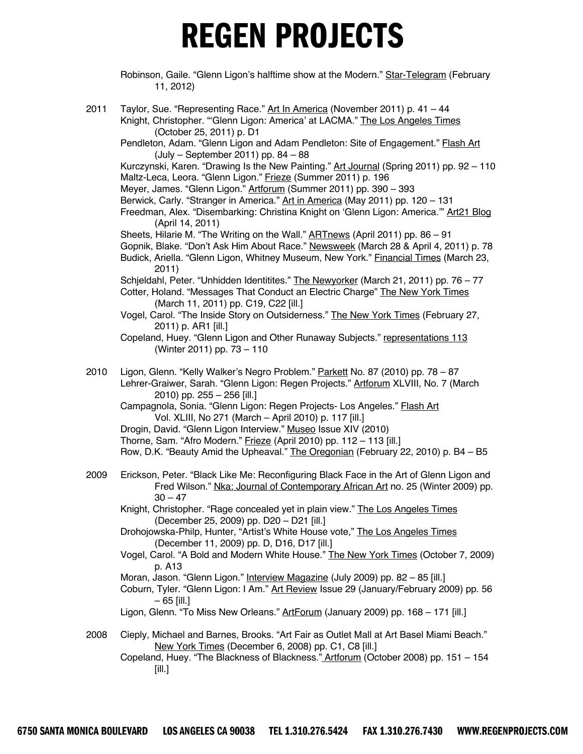Robinson, Gaile. “Glenn Ligon's halftime show at the Modern.” Star-Telegram (February 11, 2012)

2011 Taylor, Sue. “Representing Race.” Art In America (November 2011) p. 41 – 44

Knight, Christopher. “‘Glenn Ligon: America’ at LACMA.” The Los Angeles Times (October 25, 2011) p. D1

Pendleton, Adam. “Glenn Ligon and Adam Pendleton: Site of Engagement.” Flash Art (July – September 2011) pp. 84 – 88

Kurczynski, Karen. “Drawing Is the New Painting.” Art Journal (Spring 2011) pp. 92 – 110

Maltz-Leca, Leora. “Glenn Ligon.” Frieze (Summer 2011) p. 196

Meyer, James. “Glenn Ligon.” Artforum (Summer 2011) pp. 390 – 393

Berwick, Carly. “Stranger in America.” Art in America (May 2011) pp. 120 – 131

Freedman, Alex. “Disembarking: Christina Knight on ‘Glenn Ligon: America.’” Art21 Blog (April 14, 2011)

Sheets, Hilarie M. “The Writing on the Wall.” ARTnews (April 2011) pp. 86 – 91

Gopnik, Blake. “Don't Ask Him About Race.” Newsweek (March 28 & April 4, 2011) p. 78

Budick, Ariella. “Glenn Ligon, Whitney Museum, New York.” Financial Times (March 23, 2011)

Schjeldahl, Peter. “Unhidden Identitites.” The Newyorker (March 21, 2011) pp. 76 – 77

Cotter, Holand. “Messages That Conduct an Electric Charge” The New York Times (March 11, 2011) pp. C19, C22 [ill.]

Vogel, Carol. “The Inside Story on Outsiderness.” The New York Times (February 27, 2011) p. AR1 [ill.]

Copeland, Huey. “Glenn Ligon and Other Runaway Subjects.” representations 113 (Winter 2011) pp. 73 – 110

2010 Ligon, Glenn. “Kelly Walker's Negro Problem.” Parkett No. 87 (2010) pp. 78 – 87

Lehrer-Graiwer, Sarah. “Glenn Ligon: Regen Projects.” Artforum XLVIII, No. 7 (March 2010) pp. 255 – 256 [ill.]

Campagnola, Sonia. “Glenn Ligon: Regen Projects- Los Angeles.” Flash Art Vol. XLIII, No 271 (March – April 2010) p. 117 [ill.]

Drogin, David. “Glenn Ligon Interview.” Museo Issue XIV (2010)

Thorne, Sam. “Afro Modern.” Frieze (April 2010) pp. 112 – 113 [ill.]

Row, D.K. “Beauty Amid the Upheaval.” The Oregonian (February 22, 2010) p. B4 – B5

2009 Erickson, Peter. “Black Like Me: Reconfiguring Black Face in the Art of Glenn Ligon and Fred Wilson.” Nka: Journal of Contemporary African Art no. 25 (Winter 2009) pp. 30 – 47

Knight, Christopher. “Rage concealed yet in plain view.” The Los Angeles Times (December 25, 2009) pp. D20 – D21 [ill.]

Drohojowska-Philp, Hunter, “Artist's White House vote,” The Los Angeles Times (December 11, 2009) pp. D, D16, D17 [ill.]

Vogel, Carol. “A Bold and Modern White House.” The New York Times (October 7, 2009) p. A13

Moran, Jason. “Glenn Ligon.” Interview Magazine (July 2009) pp. 82 – 85 [ill.]

Coburn, Tyler. “Glenn Ligon: I Am.” Art Review Issue 29 (January/February 2009) pp. 56 – 65 [ill.]

Ligon, Glenn. “To Miss New Orleans.” ArtForum (January 2009) pp. 168 – 171 [ill.]

2008 Cieply, Michael and Barnes, Brooks. “Art Fair as Outlet Mall at Art Basel Miami Beach.” New York Times (December 6, 2008) pp. C1, C8 [ill.]

Copeland, Huey. “The Blackness of Blackness.” Artforum (October 2008) pp. 151 – 154 [ill.]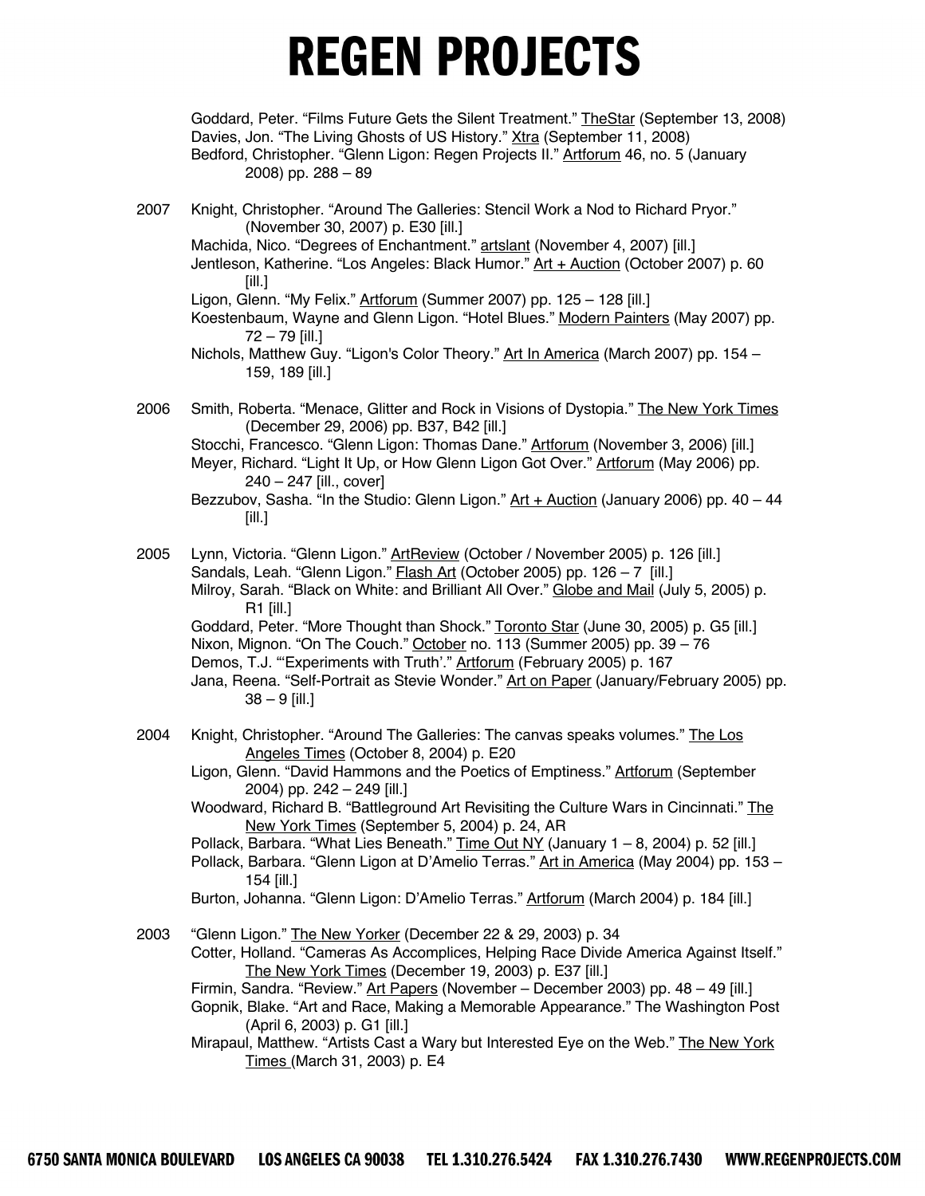Goddard, Peter. “Films Future Gets the Silent Treatment.” TheStar (September 13, 2008)
Davies, Jon. “The Living Ghosts of US History.” Xtra (September 11, 2008)
Bedford, Christopher. “Glenn Ligon: Regen Projects II.” Artforum 46, no. 5 (January 2008) pp. 288 – 89

2007 Knight, Christopher. “Around The Galleries: Stencil Work a Nod to Richard Pryor.” (November 30, 2007) p. E30 [ill.]
Machida, Nico. “Degrees of Enchantment.” artslant (November 4, 2007) [ill.]
Jentleson, Katherine. “Los Angeles: Black Humor.” Art + Auction (October 2007) p. 60 [ill.]
Ligon, Glenn. “My Felix.” Artforum (Summer 2007) pp. 125 – 128 [ill.]
Koestenbaum, Wayne and Glenn Ligon. “Hotel Blues.” Modern Painters (May 2007) pp. 72 – 79 [ill.]
Nichols, Matthew Guy. “Ligon's Color Theory.” Art In America (March 2007) pp. 154 – 159, 189 [ill.]

2006 Smith, Roberta. “Menace, Glitter and Rock in Visions of Dystopia.” The New York Times (December 29, 2006) pp. B37, B42 [ill.]
Stocchi, Francesco. “Glenn Ligon: Thomas Dane.” Artforum (November 3, 2006) [ill.]
Meyer, Richard. “Light It Up, or How Glenn Ligon Got Over.” Artforum (May 2006) pp. 240 – 247 [ill., cover]
Bezzubov, Sasha. “In the Studio: Glenn Ligon.” Art + Auction (January 2006) pp. 40 – 44 [ill.]

2005 Lynn, Victoria. “Glenn Ligon.” ArtReview (October / November 2005) p. 126 [ill.]
Sandals, Leah. “Glenn Ligon.” Flash Art (October 2005) pp. 126 – 7 [ill.]
Milroy, Sarah. “Black on White: and Brilliant All Over.” Globe and Mail (July 5, 2005) p. R1 [ill.]
Goddard, Peter. “More Thought than Shock.” Toronto Star (June 30, 2005) p. G5 [ill.]
Nixon, Mignon. “On The Couch.” October no. 113 (Summer 2005) pp. 39 – 76
Demos, T.J. “‘Experiments with Truth’.” Artforum (February 2005) p. 167
Jana, Reena. “Self-Portrait as Stevie Wonder.” Art on Paper (January/February 2005) pp. 38 – 9 [ill.]

2004 Knight, Christopher. “Around The Galleries: The canvas speaks volumes.” The Los Angeles Times (October 8, 2004) p. E20
Ligon, Glenn. “David Hammons and the Poetics of Emptiness.” Artforum (September 2004) pp. 242 – 249 [ill.]
Woodward, Richard B. “Battleground Art Revisiting the Culture Wars in Cincinnati.” The New York Times (September 5, 2004) p. 24, AR
Pollack, Barbara. “What Lies Beneath.” Time Out NY (January 1 – 8, 2004) p. 52 [ill.]
Pollack, Barbara. “Glenn Ligon at D'Amelio Terras.” Art in America (May 2004) pp. 153 – 154 [ill.]
Burton, Johanna. “Glenn Ligon: D'Amelio Terras.” Artforum (March 2004) p. 184 [ill.]

2003 “Glenn Ligon.” The New Yorker (December 22 & 29, 2003) p. 34
Cotter, Holland. “Cameras As Accomplices, Helping Race Divide America Against Itself.” The New York Times (December 19, 2003) p. E37 [ill.]
Firmin, Sandra. “Review.” Art Papers (November – December 2003) pp. 48 – 49 [ill.]
Gopnik, Blake. “Art and Race, Making a Memorable Appearance.” The Washington Post (April 6, 2003) p. G1 [ill.]
Mirapaul, Matthew. “Artists Cast a Wary but Interested Eye on the Web.” The New York Times (March 31, 2003) p. E4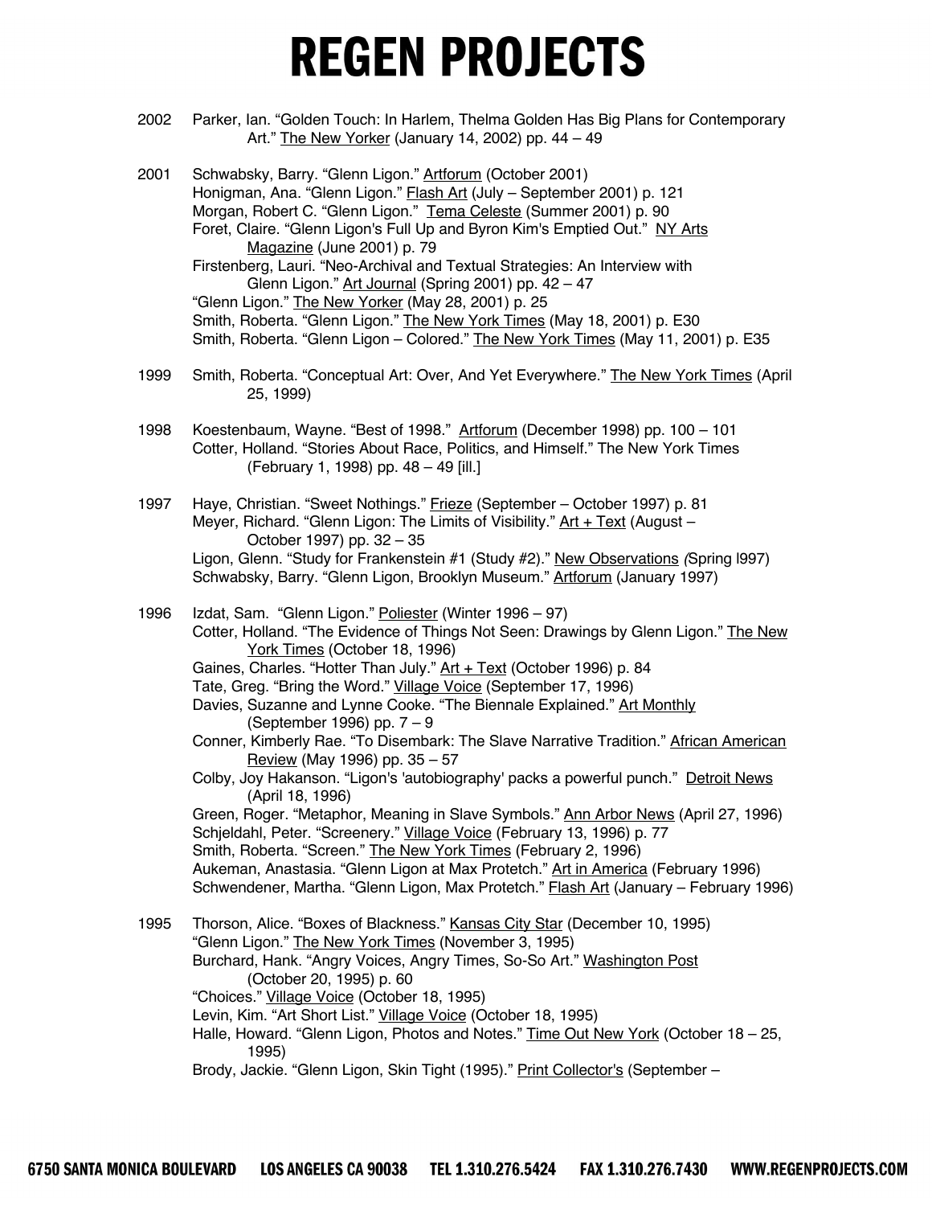# REGEN PROJECTS

2002 Parker, Ian. "Golden Touch: In Harlem, Thelma Golden Has Big Plans for Contemporary Art." The New Yorker (January 14, 2002) pp. 44 – 49

2001 Schwabsky, Barry. "Glenn Ligon." Artforum (October 2001)
Honigman, Ana. "Glenn Ligon." Flash Art (July – September 2001) p. 121
Morgan, Robert C. "Glenn Ligon." Tema Celeste (Summer 2001) p. 90
Foret, Claire. "Glenn Ligon's Full Up and Byron Kim's Emptied Out." NY Arts Magazine (June 2001) p. 79
Firstenberg, Lauri. "Neo-Archival and Textual Strategies: An Interview with Glenn Ligon." Art Journal (Spring 2001) pp. 42 – 47
"Glenn Ligon." The New Yorker (May 28, 2001) p. 25
Smith, Roberta. "Glenn Ligon." The New York Times (May 18, 2001) p. E30
Smith, Roberta. "Glenn Ligon – Colored." The New York Times (May 11, 2001) p. E35

1999 Smith, Roberta. "Conceptual Art: Over, And Yet Everywhere." The New York Times (April 25, 1999)

1998 Koestenbaum, Wayne. "Best of 1998." Artforum (December 1998) pp. 100 – 101
Cotter, Holland. "Stories About Race, Politics, and Himself." The New York Times (February 1, 1998) pp. 48 – 49 [ill.]

1997 Haye, Christian. "Sweet Nothings." Frieze (September – October 1997) p. 81
Meyer, Richard. "Glenn Ligon: The Limits of Visibility." Art + Text (August – October 1997) pp. 32 – 35
Ligon, Glenn. "Study for Frankenstein #1 (Study #2)." New Observations (Spring l997)
Schwabsky, Barry. "Glenn Ligon, Brooklyn Museum." Artforum (January 1997)

1996 Izdat, Sam. "Glenn Ligon." Poliester (Winter 1996 – 97)
Cotter, Holland. "The Evidence of Things Not Seen: Drawings by Glenn Ligon." The New York Times (October 18, 1996)
Gaines, Charles. "Hotter Than July." Art + Text (October 1996) p. 84
Tate, Greg. "Bring the Word." Village Voice (September 17, 1996)
Davies, Suzanne and Lynne Cooke. "The Biennale Explained." Art Monthly (September 1996) pp. 7 – 9
Conner, Kimberly Rae. "To Disembark: The Slave Narrative Tradition." African American Review (May 1996) pp. 35 – 57
Colby, Joy Hakanson. "Ligon's 'autobiography' packs a powerful punch." Detroit News (April 18, 1996)
Green, Roger. "Metaphor, Meaning in Slave Symbols." Ann Arbor News (April 27, 1996)
Schjeldahl, Peter. "Screenery." Village Voice (February 13, 1996) p. 77
Smith, Roberta. "Screen." The New York Times (February 2, 1996)
Aukeman, Anastasia. "Glenn Ligon at Max Protetch." Art in America (February 1996)
Schwendener, Martha. "Glenn Ligon, Max Protetch." Flash Art (January – February 1996)

1995 Thorson, Alice. "Boxes of Blackness." Kansas City Star (December 10, 1995)
"Glenn Ligon." The New York Times (November 3, 1995)
Burchard, Hank. "Angry Voices, Angry Times, So-So Art." Washington Post (October 20, 1995) p. 60
"Choices." Village Voice (October 18, 1995)
Levin, Kim. "Art Short List." Village Voice (October 18, 1995)
Halle, Howard. "Glenn Ligon, Photos and Notes." Time Out New York (October 18 – 25, 1995)
Brody, Jackie. "Glenn Ligon, Skin Tight (1995)." Print Collector's (September –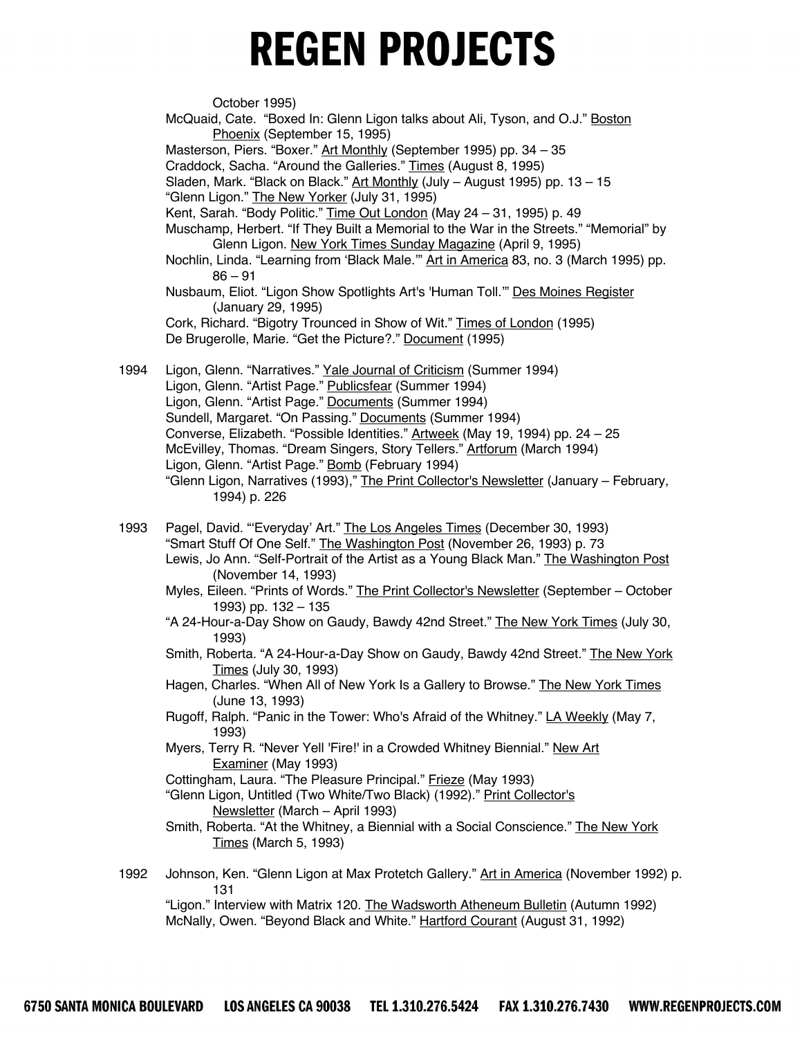October 1995)

McQuaid, Cate. “Boxed In: Glenn Ligon talks about Ali, Tyson, and O.J.” Boston Phoenix (September 15, 1995)

Masterson, Piers. “Boxer.” Art Monthly (September 1995) pp. 34 – 35

Craddock, Sacha. “Around the Galleries.” Times (August 8, 1995)

Sladen, Mark. “Black on Black.” Art Monthly (July – August 1995) pp. 13 – 15

“Glenn Ligon.” The New Yorker (July 31, 1995)

Kent, Sarah. “Body Politic.” Time Out London (May 24 – 31, 1995) p. 49

Muschamp, Herbert. “If They Built a Memorial to the War in the Streets.” “Memorial” by Glenn Ligon. New York Times Sunday Magazine (April 9, 1995)

Nochlin, Linda. “Learning from ‘Black Male.’” Art in America 83, no. 3 (March 1995) pp. 86 – 91

Nusbaum, Eliot. “Ligon Show Spotlights Art's 'Human Toll.'” Des Moines Register (January 29, 1995)

Cork, Richard. “Bigotry Trounced in Show of Wit.” Times of London (1995)

De Brugerolle, Marie. “Get the Picture?.” Document (1995)

1994 Ligon, Glenn. “Narratives.” Yale Journal of Criticism (Summer 1994)

Ligon, Glenn. “Artist Page.” Publicsfear (Summer 1994)

Ligon, Glenn. “Artist Page.” Documents (Summer 1994)

Sundell, Margaret. “On Passing.” Documents (Summer 1994)

Converse, Elizabeth. “Possible Identities.” Artweek (May 19, 1994) pp. 24 – 25

McEvilley, Thomas. “Dream Singers, Story Tellers.” Artforum (March 1994)

Ligon, Glenn. “Artist Page.” Bomb (February 1994)

“Glenn Ligon, Narratives (1993),” The Print Collector's Newsletter (January – February, 1994) p. 226

1993 Pagel, David. “‘Everyday’ Art.” The Los Angeles Times (December 30, 1993)

“Smart Stuff Of One Self.” The Washington Post (November 26, 1993) p. 73

Lewis, Jo Ann. “Self-Portrait of the Artist as a Young Black Man.” The Washington Post (November 14, 1993)

Myles, Eileen. “Prints of Words.” The Print Collector's Newsletter (September – October 1993) pp. 132 – 135

“A 24-Hour-a-Day Show on Gaudy, Bawdy 42nd Street.” The New York Times (July 30, 1993)

Smith, Roberta. “A 24-Hour-a-Day Show on Gaudy, Bawdy 42nd Street.” The New York Times (July 30, 1993)

Hagen, Charles. “When All of New York Is a Gallery to Browse.” The New York Times (June 13, 1993)

Rugoff, Ralph. “Panic in the Tower: Who's Afraid of the Whitney.” LA Weekly (May 7, 1993)

Myers, Terry R. “Never Yell 'Fire!' in a Crowded Whitney Biennial.” New Art Examiner (May 1993)

Cottingham, Laura. “The Pleasure Principal.” Frieze (May 1993)

“Glenn Ligon, Untitled (Two White/Two Black) (1992).” Print Collector's Newsletter (March – April 1993)

Smith, Roberta. “At the Whitney, a Biennial with a Social Conscience.” The New York Times (March 5, 1993)

1992 Johnson, Ken. “Glenn Ligon at Max Protetch Gallery.” Art in America (November 1992) p. 131

“Ligon.” Interview with Matrix 120. The Wadsworth Atheneum Bulletin (Autumn 1992)

McNally, Owen. “Beyond Black and White.” Hartford Courant (August 31, 1992)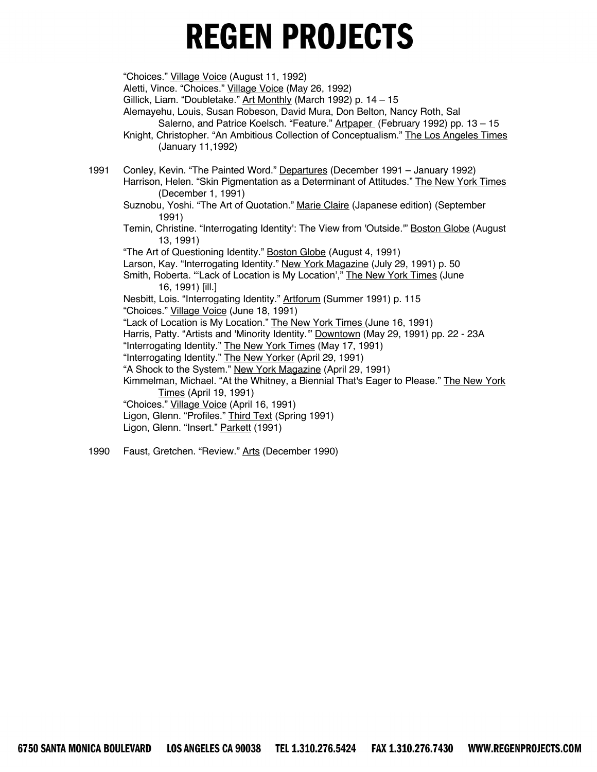"Choices." Village Voice (August 11, 1992)
Aletti, Vince. "Choices." Village Voice (May 26, 1992)
Gillick, Liam. "Doubletake." Art Monthly (March 1992) p. 14 – 15
Alemayehu, Louis, Susan Robeson, David Mura, Don Belton, Nancy Roth, Sal Salerno, and Patrice Koelsch. "Feature." Artpaper (February 1992) pp. 13 – 15
Knight, Christopher. "An Ambitious Collection of Conceptualism." The Los Angeles Times (January 11,1992)

1991 Conley, Kevin. "The Painted Word." Departures (December 1991 – January 1992)
Harrison, Helen. "Skin Pigmentation as a Determinant of Attitudes." The New York Times (December 1, 1991)
Suznobu, Yoshi. "The Art of Quotation." Marie Claire (Japanese edition) (September 1991)
Temin, Christine. "Interrogating Identity': The View from 'Outside.'" Boston Globe (August 13, 1991)
"The Art of Questioning Identity." Boston Globe (August 4, 1991)
Larson, Kay. "Interrogating Identity." New York Magazine (July 29, 1991) p. 50
Smith, Roberta. "'Lack of Location is My Location'," The New York Times (June 16, 1991) [ill.]
Nesbitt, Lois. "Interrogating Identity." Artforum (Summer 1991) p. 115
"Choices." Village Voice (June 18, 1991)
"Lack of Location is My Location." The New York Times (June 16, 1991)
Harris, Patty. "Artists and 'Minority Identity.'" Downtown (May 29, 1991) pp. 22 - 23A
"Interrogating Identity." The New York Times (May 17, 1991)
"Interrogating Identity." The New Yorker (April 29, 1991)
"A Shock to the System." New York Magazine (April 29, 1991)
Kimmelman, Michael. "At the Whitney, a Biennial That's Eager to Please." The New York Times (April 19, 1991)
"Choices." Village Voice (April 16, 1991)
Ligon, Glenn. "Profiles." Third Text (Spring 1991)
Ligon, Glenn. "Insert." Parkett (1991)

1990 Faust, Gretchen. "Review." Arts (December 1990)